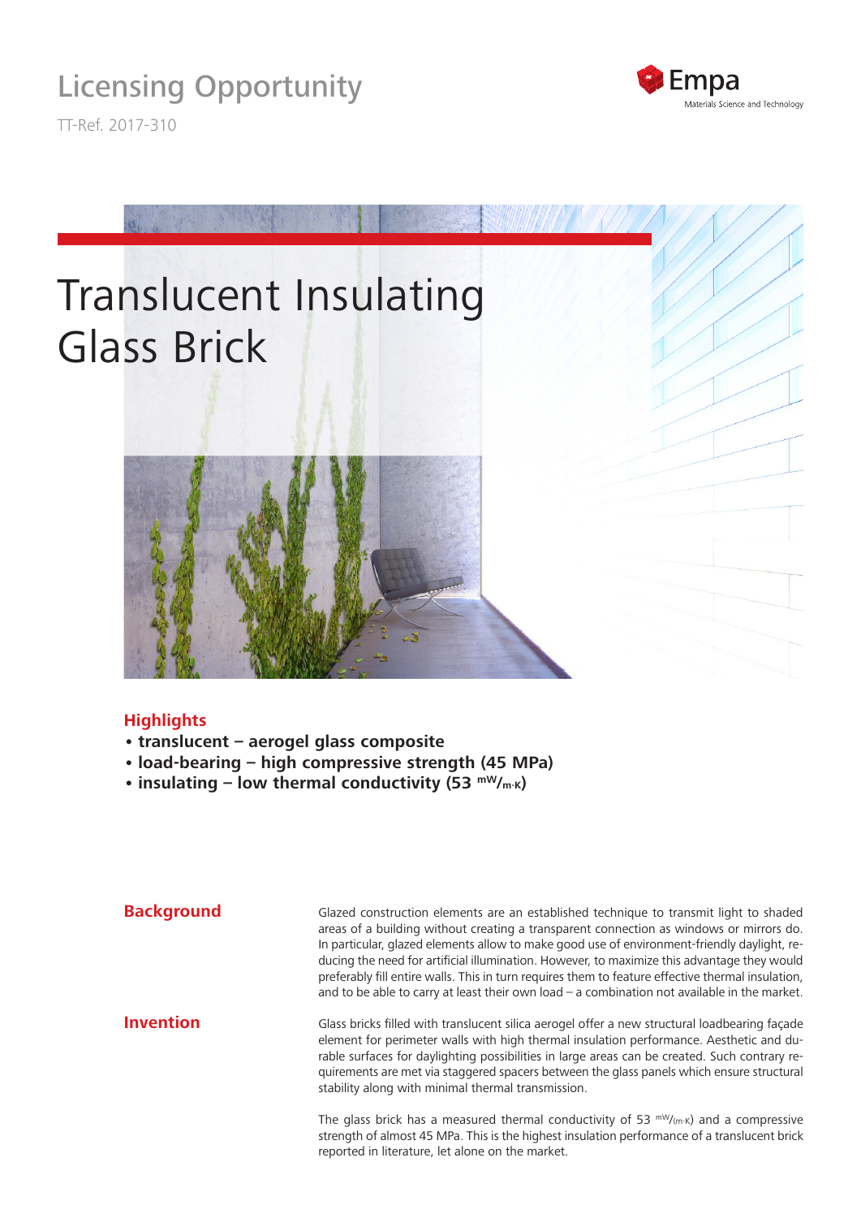# Licensing Opportunity

TT-Ref. 2017-310

# Translucent Insulating Glass Brick

## Highlights

- **translucent – aerogel glass composite**
- **load-bearing – high compressive strength (45 MPa)**
- **insulating – low thermal conductivity (53 $^{mW}/_{m \cdot K}$)**

## Background

Glazed construction elements are an established technique to transmit light to shaded areas of a building without creating a transparent connection as windows or mirrors do. In particular, glazed elements allow to make good use of environment-friendly daylight, reducing the need for artificial illumination. However, to maximize this advantage they would preferably fill entire walls. This in turn requires them to feature effective thermal insulation, and to be able to carry at least their own load – a combination not available in the market.

## Invention

Glass bricks filled with translucent silica aerogel offer a new structural loadbearing façade element for perimeter walls with high thermal insulation performance. Aesthetic and durable surfaces for daylighting possibilities in large areas can be created. Such contrary requirements are met via staggered spacers between the glass panels which ensure structural stability along with minimal thermal transmission.

The glass brick has a measured thermal conductivity of 53 $^{mW}/_{(m \cdot K)}$ and a compressive strength of almost 45 MPa. This is the highest insulation performance of a translucent brick reported in literature, let alone on the market.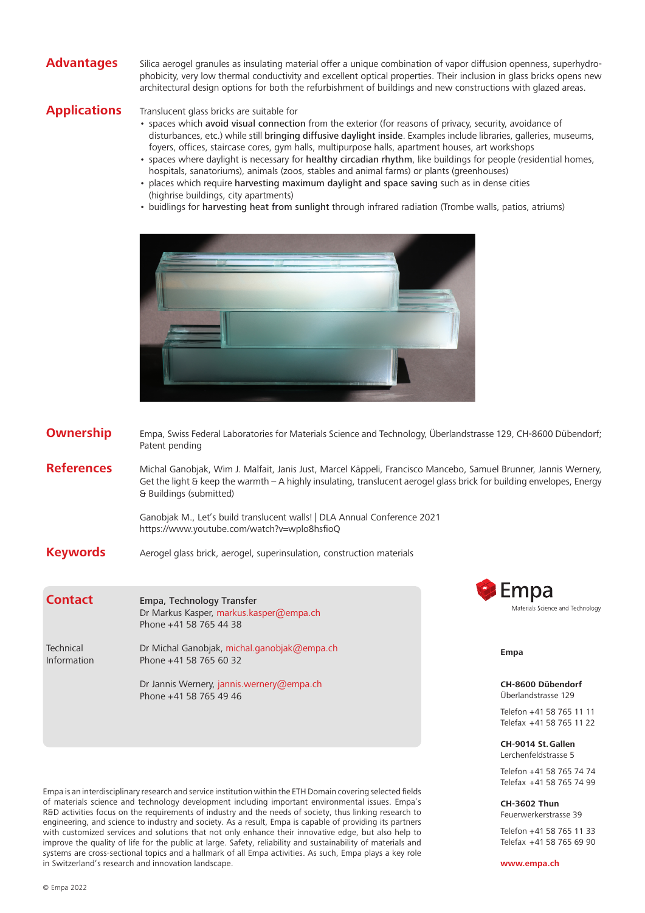## Advantages

Silica aerogel granules as insulating material offer a unique combination of vapor diffusion openness, superhydrophobicity, very low thermal conductivity and excellent optical properties. Their inclusion in glass bricks opens new architectural design options for both the refurbishment of buildings and new constructions with glazed areas.

## Applications

Translucent glass bricks are suitable for

- spaces which **avoid visual connection** from the exterior (for reasons of privacy, security, avoidance of disturbances, etc.) while still **bringing diffusive daylight inside**. Examples include libraries, galleries, museums, foyers, offices, staircase cores, gym halls, multipurpose halls, apartment houses, art workshops
- spaces where daylight is necessary for **healthy circadian rhythm**, like buildings for people (residential homes, hospitals, sanatoriums), animals (zoos, stables and animal farms) or plants (greenhouses)
- places which require **harvesting maximum daylight and space saving** such as in dense cities (highrise buildings, city apartments)
- buidlings for **harvesting heat from sunlight** through infrared radiation (Trombe walls, patios, atriums)

## Ownership

Empa, Swiss Federal Laboratories for Materials Science and Technology, Überlandstrasse 129, CH-8600 Dübendorf; Patent pending

## References

Michal Ganobjak, Wim J. Malfait, Janis Just, Marcel Käppeli, Francisco Mancebo, Samuel Brunner, Jannis Wernery, Get the light & keep the warmth – A highly insulating, translucent aerogel glass brick for building envelopes, Energy & Buildings (submitted)

Ganobjak M., Let's build translucent walls! | DLA Annual Conference 2021
https://www.youtube.com/watch?v=wplo8hsfioQ

## Keywords

Aerogel glass brick, aerogel, superinsulation, construction materials

## Contact

**Empa, Technology Transfer**
Dr Markus Kasper, markus.kasper@empa.ch
Phone +41 58 765 44 38

Technical Information

Dr Michal Ganobjak, michal.ganobjak@empa.ch
Phone +41 58 765 60 32

Dr Jannis Wernery, jannis.wernery@empa.ch
Phone +41 58 765 49 46

Empa
Materials Science and Technology

**Empa**

**CH-8600 Dübendorf**
Überlandstrasse 129

Telefon +41 58 765 11 11
Telefax +41 58 765 11 22

**CH-9014 St. Gallen**
Lerchenfeldstrasse 5

Telefon +41 58 765 74 74
Telefax +41 58 765 74 99

**CH-3602 Thun**
Feuerwerkerstrasse 39

Telefon +41 58 765 11 33
Telefax +41 58 765 69 90

**www.empa.ch**

Empa is an interdisciplinary research and service institution within the ETH Domain covering selected fields of materials science and technology development including important environmental issues. Empa's R&D activities focus on the requirements of industry and the needs of society, thus linking research to engineering, and science to industry and society. As a result, Empa is capable of providing its partners with customized services and solutions that not only enhance their innovative edge, but also help to improve the quality of life for the public at large. Safety, reliability and sustainability of materials and systems are cross-sectional topics and a hallmark of all Empa activities. As such, Empa plays a key role in Switzerland's research and innovation landscape.

© Empa 2022